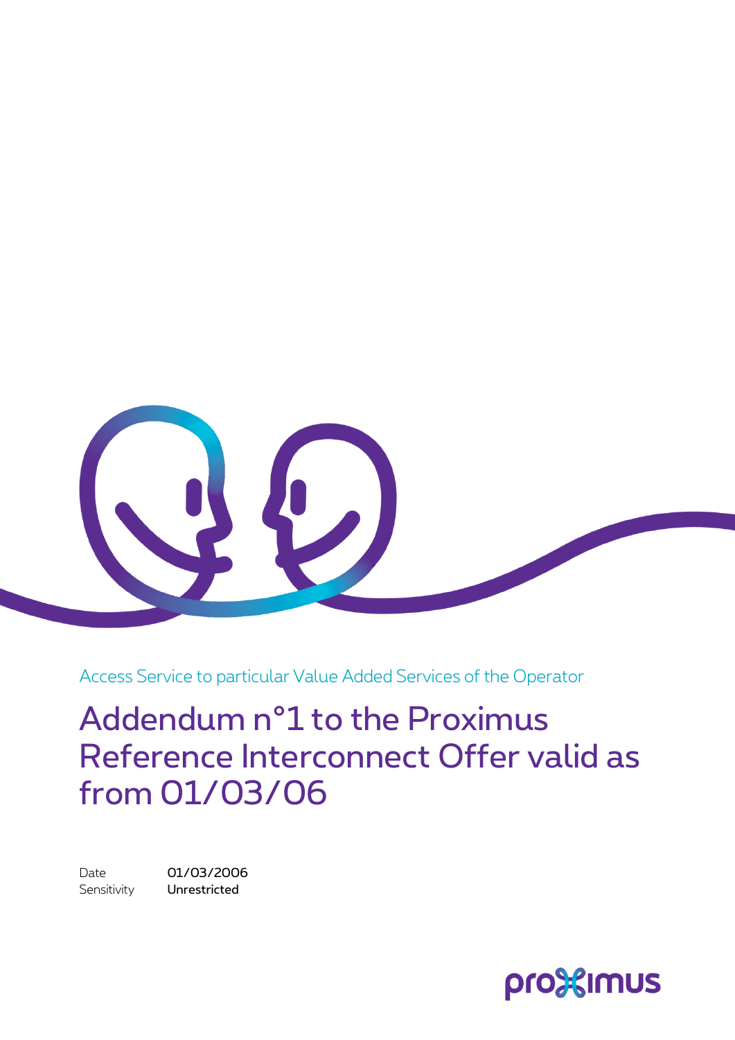Access Service to particular Value Added Services of the Operator

# Addendum n°1 to the Proximus Reference Interconnect Offer valid as from 01/03/06

Date 01/03/2006
Sensitivity **Unrestricted**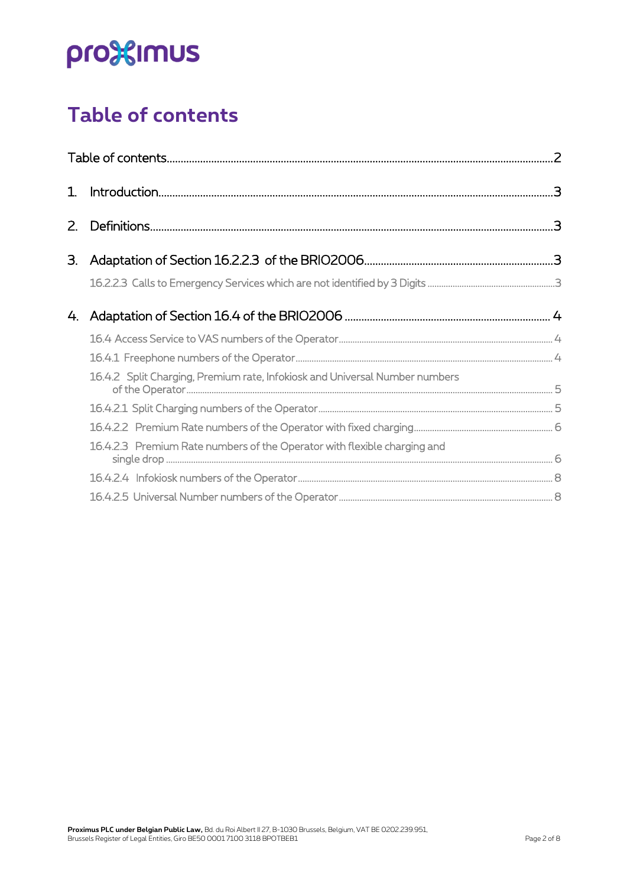# Table of contents

Table of contents .......... 2

1. Introduction .......... 3

2. Definitions .......... 3

3. Adaptation of Section 16.2.2.3 of the BRIO2006 .......... 3

   16.2.2.3 Calls to Emergency Services which are not identified by 3 Digits .......... 3

4. Adaptation of Section 16.4 of the BRIO2006 .......... 4

   16.4 Access Service to VAS numbers of the Operator .......... 4

   16.4.1 Freephone numbers of the Operator .......... 4

   16.4.2 Split Charging, Premium rate, Infokiosk and Universal Number numbers of the Operator .......... 5

   16.4.2.1 Split Charging numbers of the Operator .......... 5

   16.4.2.2 Premium Rate numbers of the Operator with fixed charging .......... 6

   16.4.2.3 Premium Rate numbers of the Operator with flexible charging and single drop .......... 6

   16.4.2.4 Infokiosk numbers of the Operator .......... 8

   16.4.2.5 Universal Number numbers of the Operator .......... 8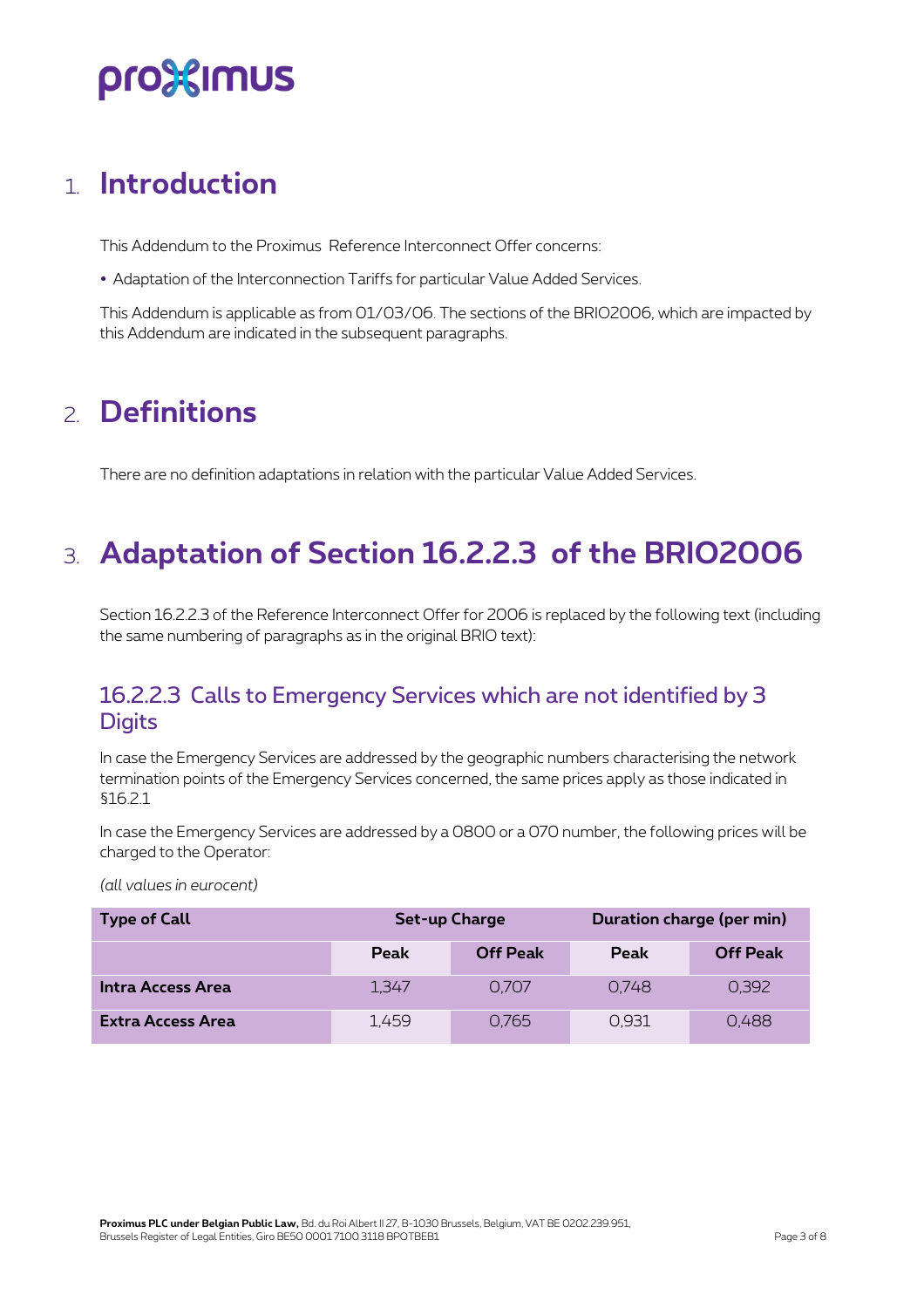# 1. Introduction

This Addendum to the Proximus Reference Interconnect Offer concerns:

- Adaptation of the Interconnection Tariffs for particular Value Added Services.

This Addendum is applicable as from 01/03/06. The sections of the BRIO2006, which are impacted by this Addendum are indicated in the subsequent paragraphs.

# 2. Definitions

There are no definition adaptations in relation with the particular Value Added Services.

# 3. Adaptation of Section 16.2.2.3 of the BRIO2006

Section 16.2.2.3 of the Reference Interconnect Offer for 2006 is replaced by the following text (including the same numbering of paragraphs as in the original BRIO text):

## 16.2.2.3 Calls to Emergency Services which are not identified by 3 Digits

In case the Emergency Services are addressed by the geographic numbers characterising the network termination points of the Emergency Services concerned, the same prices apply as those indicated in §16.2.1

In case the Emergency Services are addressed by a 0800 or a 070 number, the following prices will be charged to the Operator:

*(all values in eurocent)*

| Type of Call | Set-up Charge | | Duration charge (per min) | |
|---|---|---|---|---|
| | Peak | Off Peak | Peak | Off Peak |
| **Intra Access Area** | 1,347 | 0,707 | 0,748 | 0,392 |
| **Extra Access Area** | 1,459 | 0,765 | 0,931 | 0,488 |

**Proximus PLC under Belgian Public Law,** Bd. du Roi Albert II 27, B-1030 Brussels, Belgium, VAT BE 0202.239.951, Brussels Register of Legal Entities, Giro BE50 0001 7100 3118 BPOTBEB1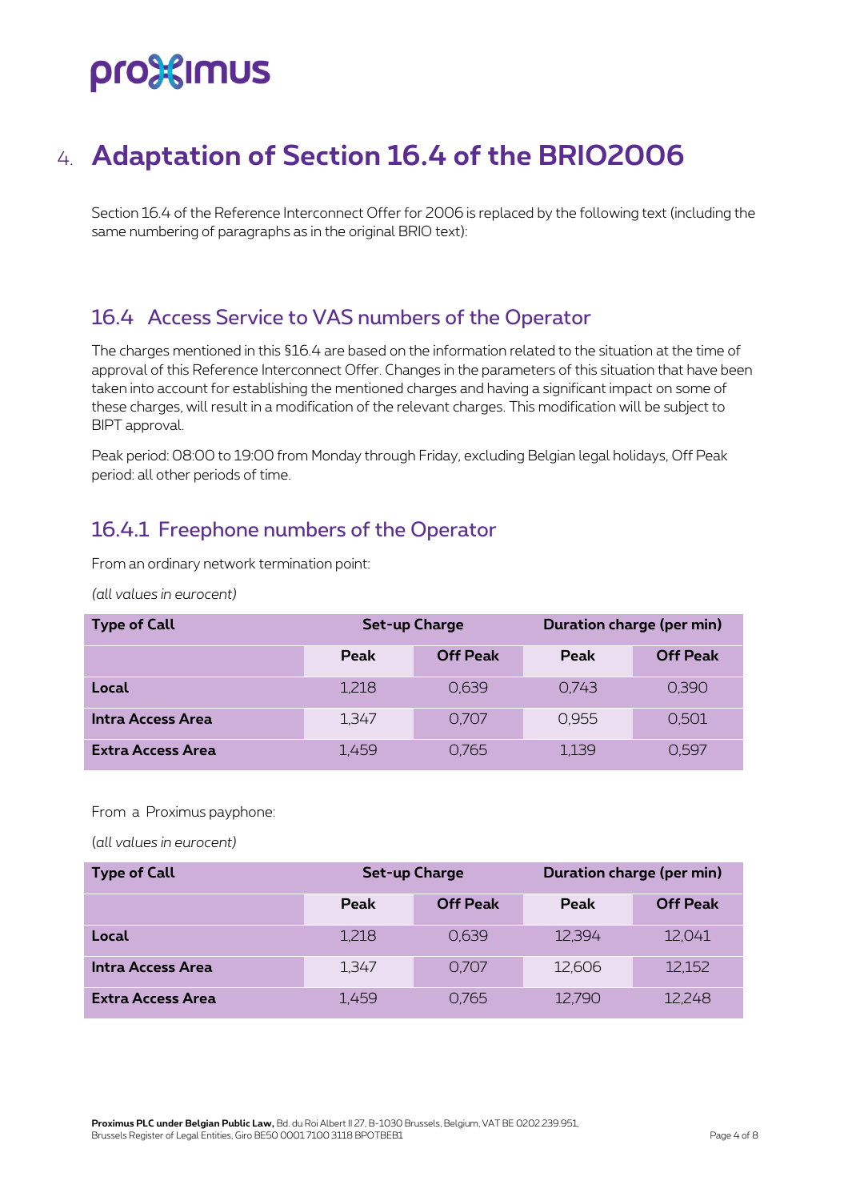# 4. Adaptation of Section 16.4 of the BRIO2006

Section 16.4 of the Reference Interconnect Offer for 2006 is replaced by the following text (including the same numbering of paragraphs as in the original BRIO text):

## 16.4 Access Service to VAS numbers of the Operator

The charges mentioned in this §16.4 are based on the information related to the situation at the time of approval of this Reference Interconnect Offer. Changes in the parameters of this situation that have been taken into account for establishing the mentioned charges and having a significant impact on some of these charges, will result in a modification of the relevant charges. This modification will be subject to BIPT approval.

Peak period: 08:00 to 19:00 from Monday through Friday, excluding Belgian legal holidays, Off Peak period: all other periods of time.

### 16.4.1 Freephone numbers of the Operator

From an ordinary network termination point:

*(all values in eurocent)*

| Type of Call | Set-up Charge | | Duration charge (per min) | |
|---|---|---|---|---|
| | Peak | Off Peak | Peak | Off Peak |
| **Local** | 1,218 | 0,639 | 0,743 | 0,390 |
| **Intra Access Area** | 1,347 | 0,707 | 0,955 | 0,501 |
| **Extra Access Area** | 1,459 | 0,765 | 1,139 | 0,597 |

From a Proximus payphone:

*(all values in eurocent)*

| Type of Call | Set-up Charge | | Duration charge (per min) | |
|---|---|---|---|---|
| | Peak | Off Peak | Peak | Off Peak |
| **Local** | 1,218 | 0,639 | 12,394 | 12,041 |
| **Intra Access Area** | 1,347 | 0,707 | 12,606 | 12,152 |
| **Extra Access Area** | 1,459 | 0,765 | 12,790 | 12,248 |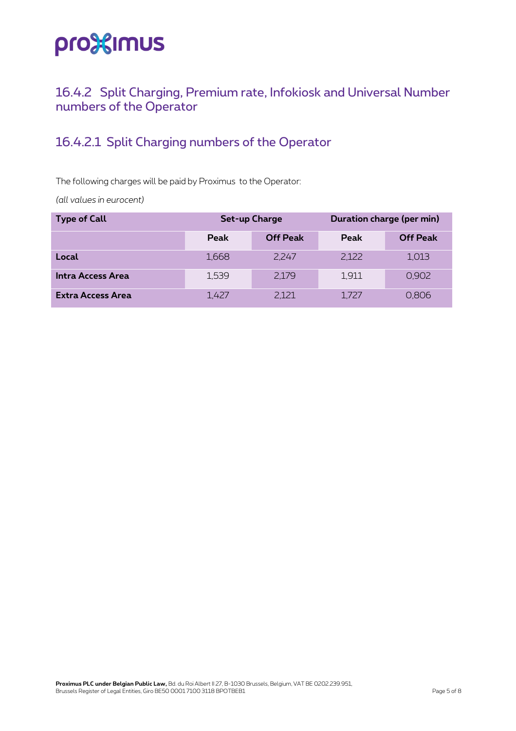## 16.4.2 Split Charging, Premium rate, Infokiosk and Universal Number numbers of the Operator

### 16.4.2.1 Split Charging numbers of the Operator

The following charges will be paid by Proximus to the Operator:

*(all values in eurocent)*

| Type of Call | Set-up Charge | | Duration charge (per min) | |
|---|---|---|---|---|
| | Peak | Off Peak | Peak | Off Peak |
| **Local** | 1,668 | 2,247 | 2,122 | 1,013 |
| **Intra Access Area** | 1,539 | 2,179 | 1,911 | 0,902 |
| **Extra Access Area** | 1,427 | 2,121 | 1,727 | 0,806 |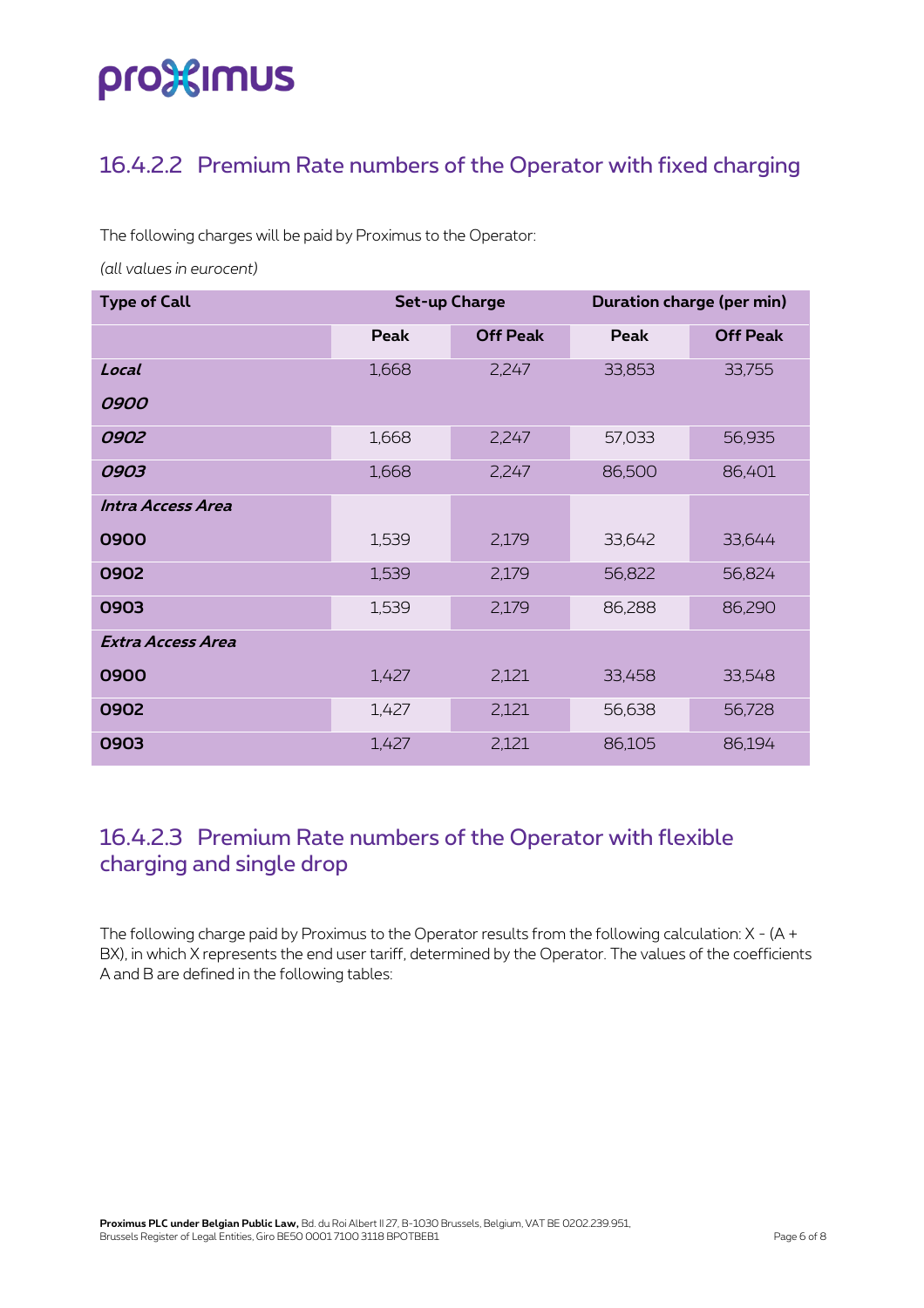## 16.4.2.2 Premium Rate numbers of the Operator with fixed charging

The following charges will be paid by Proximus to the Operator:

*(all values in eurocent)*

| Type of Call | Set-up Charge | | Duration charge (per min) | |
|---|---|---|---|---|
| | Peak | Off Peak | Peak | Off Peak |
| ***Local*** | | | | |
| ***0900*** | 1,668 | 2,247 | 33,853 | 33,755 |
| ***0902*** | 1,668 | 2,247 | 57,033 | 56,935 |
| ***0903*** | 1,668 | 2,247 | 86,500 | 86,401 |
| ***Intra Access Area*** | | | | |
| **0900** | 1,539 | 2,179 | 33,642 | 33,644 |
| **0902** | 1,539 | 2,179 | 56,822 | 56,824 |
| **0903** | 1,539 | 2,179 | 86,288 | 86,290 |
| ***Extra Access Area*** | | | | |
| **0900** | 1,427 | 2,121 | 33,458 | 33,548 |
| **0902** | 1,427 | 2,121 | 56,638 | 56,728 |
| **0903** | 1,427 | 2,121 | 86,105 | 86,194 |

## 16.4.2.3 Premium Rate numbers of the Operator with flexible charging and single drop

The following charge paid by Proximus to the Operator results from the following calculation: X - (A + BX), in which X represents the end user tariff, determined by the Operator. The values of the coefficients A and B are defined in the following tables: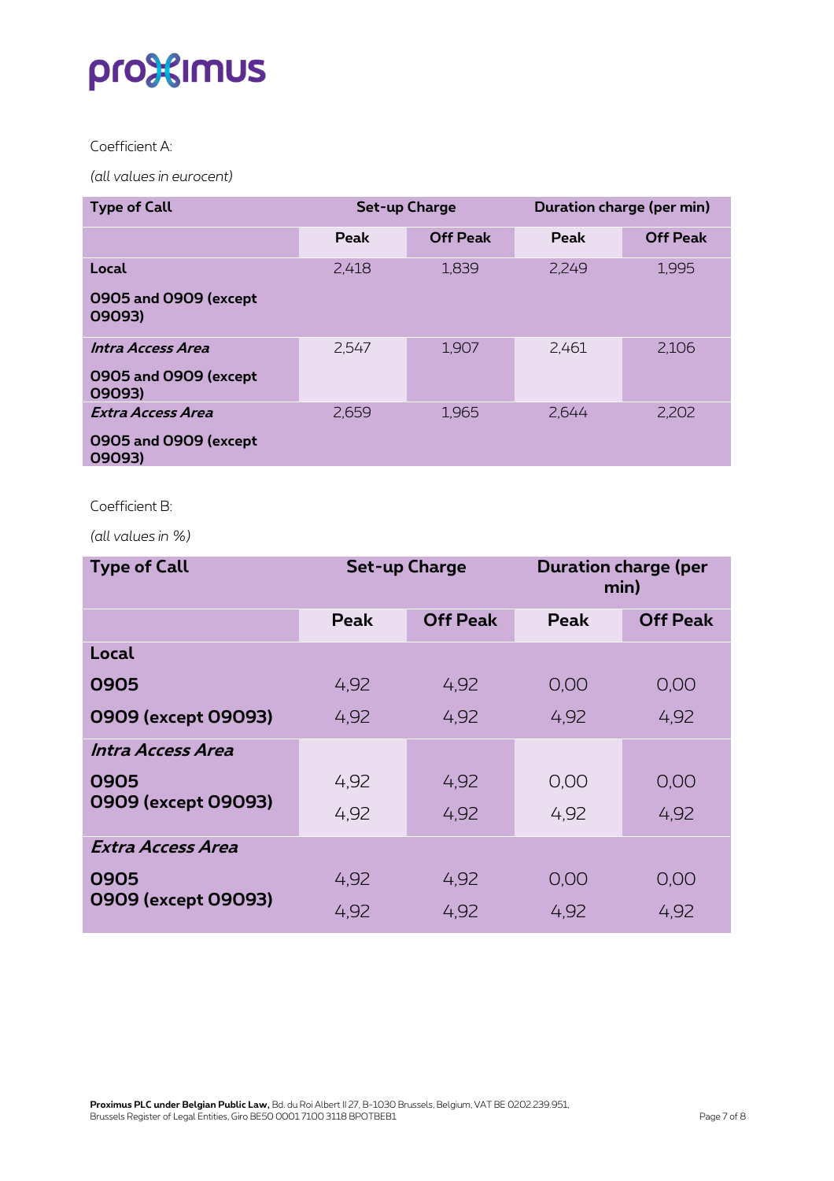Coefficient A:

*(all values in eurocent)*

| Type of Call | Set-up Charge | | Duration charge (per min) | |
|---|---|---|---|---|
| | Peak | Off Peak | Peak | Off Peak |
| **Local**<br>**0905 and 0909 (except 09093)** | 2,418 | 1,839 | 2,249 | 1,995 |
| ***Intra Access Area***<br>**0905 and 0909 (except 09093)** | 2,547 | 1,907 | 2,461 | 2,106 |
| ***Extra Access Area***<br>**0905 and 0909 (except 09093)** | 2,659 | 1,965 | 2,644 | 2,202 |

Coefficient B:

*(all values in %)*

| Type of Call | Set-up Charge | | Duration charge (per min) | |
|---|---|---|---|---|
| | Peak | Off Peak | Peak | Off Peak |
| **Local** | | | | |
| **0905** | 4,92 | 4,92 | 0,00 | 0,00 |
| **0909 (except 09093)** | 4,92 | 4,92 | 4,92 | 4,92 |
| ***Intra Access Area*** | | | | |
| **0905** | 4,92 | 4,92 | 0,00 | 0,00 |
| **0909 (except 09093)** | 4,92 | 4,92 | 4,92 | 4,92 |
| ***Extra Access Area*** | | | | |
| **0905** | 4,92 | 4,92 | 0,00 | 0,00 |
| **0909 (except 09093)** | 4,92 | 4,92 | 4,92 | 4,92 |

**Proximus PLC under Belgian Public Law,** Bd. du Roi Albert II 27, B-1030 Brussels, Belgium, VAT BE 0202.239.951, Brussels Register of Legal Entities, Giro BE50 0001 7100 3118 BPOTBEB1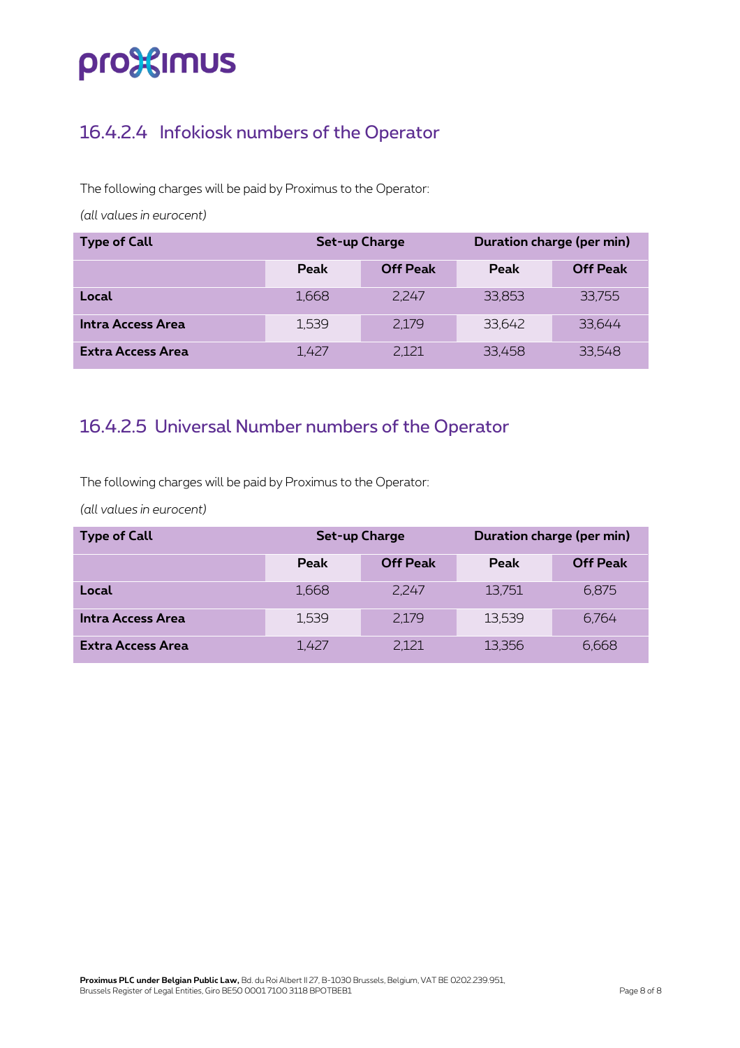### 16.4.2.4 Infokiosk numbers of the Operator

The following charges will be paid by Proximus to the Operator:

*(all values in eurocent)*

| Type of Call | Set-up Charge | | Duration charge (per min) | |
|---|---|---|---|---|
| | Peak | Off Peak | Peak | Off Peak |
| **Local** | 1,668 | 2,247 | 33,853 | 33,755 |
| **Intra Access Area** | 1,539 | 2,179 | 33,642 | 33,644 |
| **Extra Access Area** | 1,427 | 2,121 | 33,458 | 33,548 |

### 16.4.2.5 Universal Number numbers of the Operator

The following charges will be paid by Proximus to the Operator:

*(all values in eurocent)*

| Type of Call | Set-up Charge | | Duration charge (per min) | |
|---|---|---|---|---|
| | Peak | Off Peak | Peak | Off Peak |
| **Local** | 1,668 | 2,247 | 13,751 | 6,875 |
| **Intra Access Area** | 1,539 | 2,179 | 13,539 | 6,764 |
| **Extra Access Area** | 1,427 | 2,121 | 13,356 | 6,668 |

**Proximus PLC under Belgian Public Law,** Bd. du Roi Albert II 27, B-1030 Brussels, Belgium, VAT BE 0202.239.951, Brussels Register of Legal Entities, Giro BE50 0001 7100 3118 BPOTBEB1